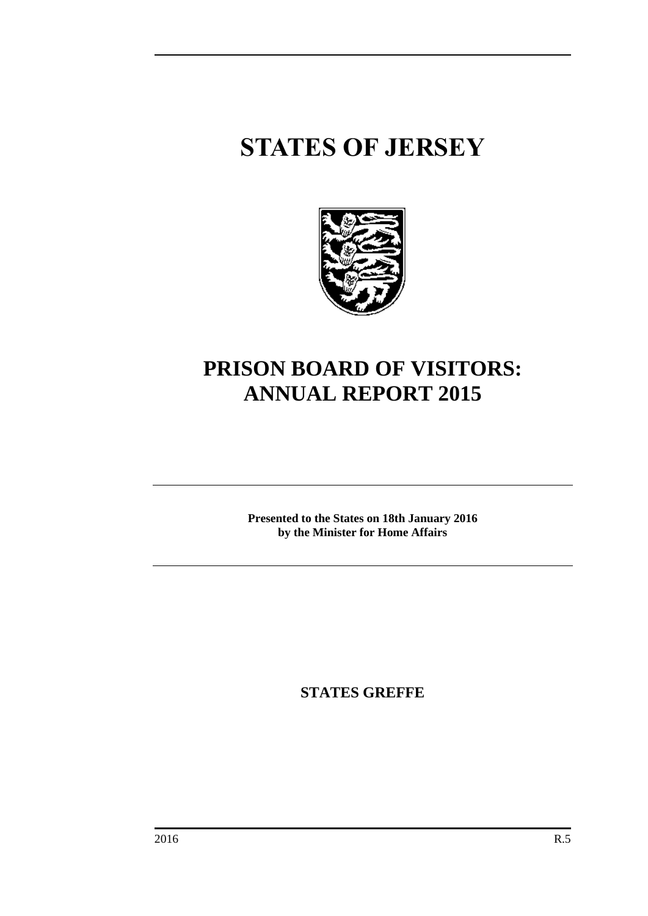# STATES OF JERSEY

# PRISON BOARD OF VISITORS: ANNUAL REPORT 2015

**Presented to the States on 18th January 2016 by the Minister for Home Affairs**

**STATES GREFFE**

2016 R.5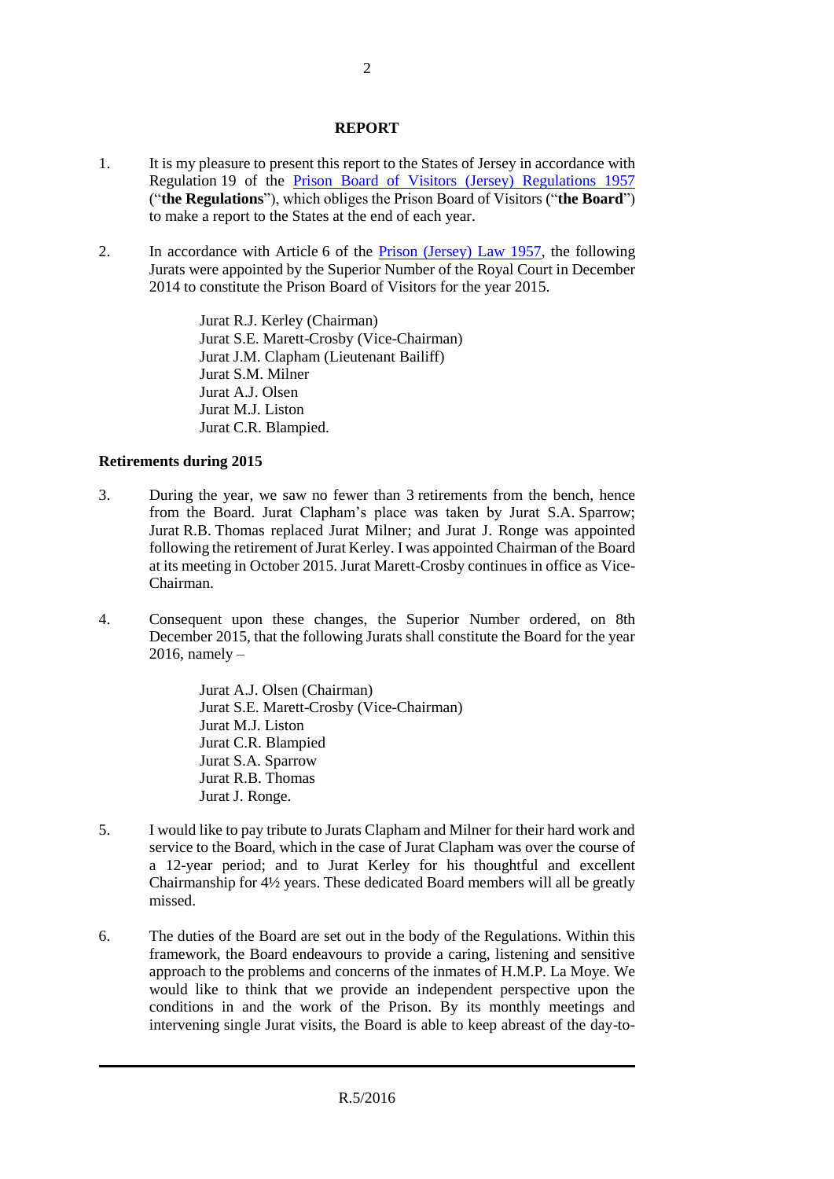## REPORT

1. It is my pleasure to present this report to the States of Jersey in accordance with Regulation 19 of the Prison Board of Visitors (Jersey) Regulations 1957 ("**the Regulations**"), which obliges the Prison Board of Visitors ("**the Board**") to make a report to the States at the end of each year.

2. In accordance with Article 6 of the Prison (Jersey) Law 1957, the following Jurats were appointed by the Superior Number of the Royal Court in December 2014 to constitute the Prison Board of Visitors for the year 2015.

   Jurat R.J. Kerley (Chairman)
   Jurat S.E. Marett-Crosby (Vice-Chairman)
   Jurat J.M. Clapham (Lieutenant Bailiff)
   Jurat S.M. Milner
   Jurat A.J. Olsen
   Jurat M.J. Liston
   Jurat C.R. Blampied.

### Retirements during 2015

3. During the year, we saw no fewer than 3 retirements from the bench, hence from the Board. Jurat Clapham's place was taken by Jurat S.A. Sparrow; Jurat R.B. Thomas replaced Jurat Milner; and Jurat J. Ronge was appointed following the retirement of Jurat Kerley. I was appointed Chairman of the Board at its meeting in October 2015. Jurat Marett-Crosby continues in office as Vice-Chairman.

4. Consequent upon these changes, the Superior Number ordered, on 8th December 2015, that the following Jurats shall constitute the Board for the year 2016, namely –

   Jurat A.J. Olsen (Chairman)
   Jurat S.E. Marett-Crosby (Vice-Chairman)
   Jurat M.J. Liston
   Jurat C.R. Blampied
   Jurat S.A. Sparrow
   Jurat R.B. Thomas
   Jurat J. Ronge.

5. I would like to pay tribute to Jurats Clapham and Milner for their hard work and service to the Board, which in the case of Jurat Clapham was over the course of a 12-year period; and to Jurat Kerley for his thoughtful and excellent Chairmanship for 4½ years. These dedicated Board members will all be greatly missed.

6. The duties of the Board are set out in the body of the Regulations. Within this framework, the Board endeavours to provide a caring, listening and sensitive approach to the problems and concerns of the inmates of H.M.P. La Moye. We would like to think that we provide an independent perspective upon the conditions in and the work of the Prison. By its monthly meetings and intervening single Jurat visits, the Board is able to keep abreast of the day-to-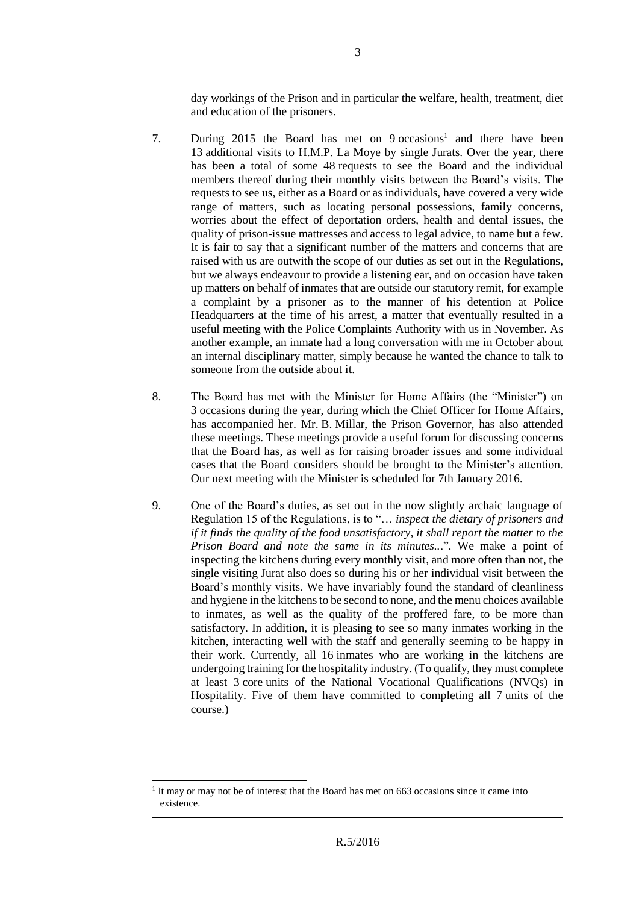day workings of the Prison and in particular the welfare, health, treatment, diet and education of the prisoners.

7. During 2015 the Board has met on 9 occasions[1] and there have been 13 additional visits to H.M.P. La Moye by single Jurats. Over the year, there has been a total of some 48 requests to see the Board and the individual members thereof during their monthly visits between the Board's visits. The requests to see us, either as a Board or as individuals, have covered a very wide range of matters, such as locating personal possessions, family concerns, worries about the effect of deportation orders, health and dental issues, the quality of prison-issue mattresses and access to legal advice, to name but a few. It is fair to say that a significant number of the matters and concerns that are raised with us are outwith the scope of our duties as set out in the Regulations, but we always endeavour to provide a listening ear, and on occasion have taken up matters on behalf of inmates that are outside our statutory remit, for example a complaint by a prisoner as to the manner of his detention at Police Headquarters at the time of his arrest, a matter that eventually resulted in a useful meeting with the Police Complaints Authority with us in November. As another example, an inmate had a long conversation with me in October about an internal disciplinary matter, simply because he wanted the chance to talk to someone from the outside about it.

8. The Board has met with the Minister for Home Affairs (the "Minister") on 3 occasions during the year, during which the Chief Officer for Home Affairs, has accompanied her. Mr. B. Millar, the Prison Governor, has also attended these meetings. These meetings provide a useful forum for discussing concerns that the Board has, as well as for raising broader issues and some individual cases that the Board considers should be brought to the Minister's attention. Our next meeting with the Minister is scheduled for 7th January 2016.

9. One of the Board's duties, as set out in the now slightly archaic language of Regulation 15 of the Regulations, is to "… *inspect the dietary of prisoners and if it finds the quality of the food unsatisfactory, it shall report the matter to the Prison Board and note the same in its minutes..*". We make a point of inspecting the kitchens during every monthly visit, and more often than not, the single visiting Jurat also does so during his or her individual visit between the Board's monthly visits. We have invariably found the standard of cleanliness and hygiene in the kitchens to be second to none, and the menu choices available to inmates, as well as the quality of the proffered fare, to be more than satisfactory. In addition, it is pleasing to see so many inmates working in the kitchen, interacting well with the staff and generally seeming to be happy in their work. Currently, all 16 inmates who are working in the kitchens are undergoing training for the hospitality industry. (To qualify, they must complete at least 3 core units of the National Vocational Qualifications (NVQs) in Hospitality. Five of them have committed to completing all 7 units of the course.)

---

[1] It may or may not be of interest that the Board has met on 663 occasions since it came into existence.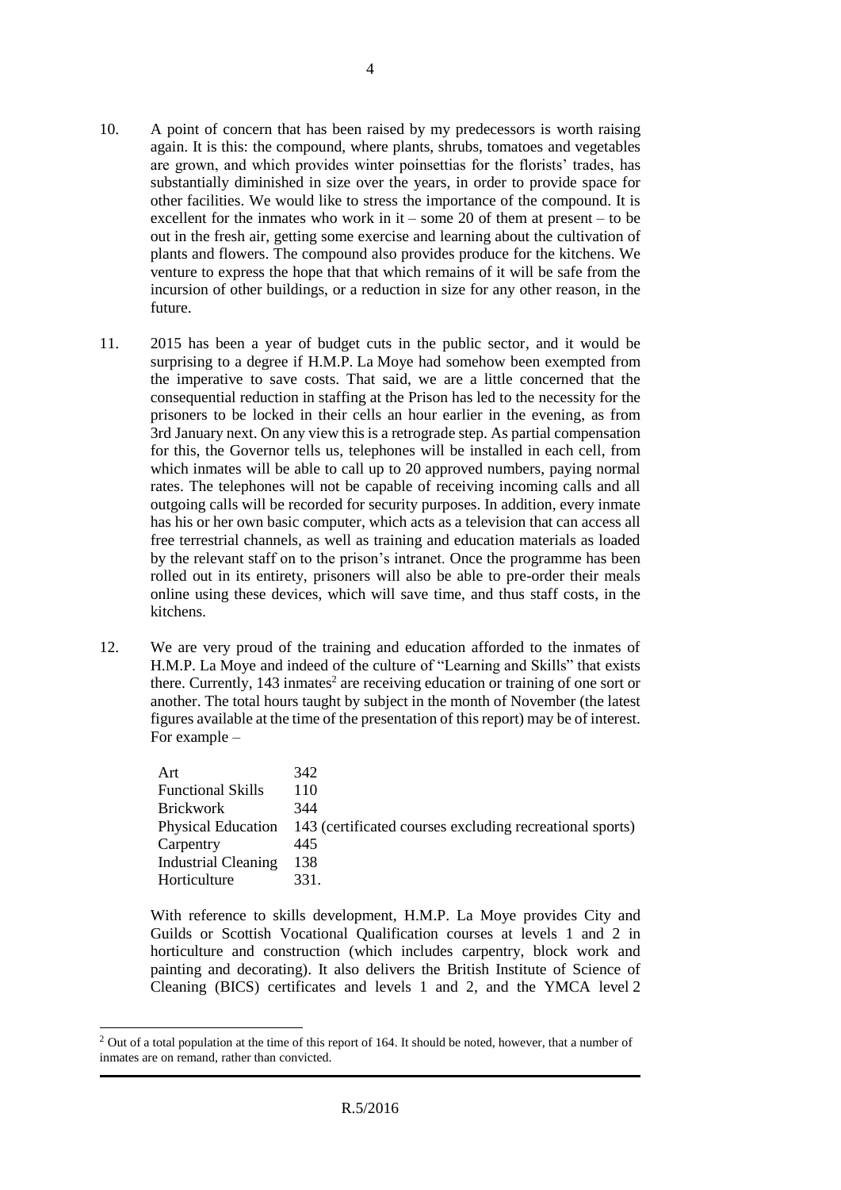10. A point of concern that has been raised by my predecessors is worth raising again. It is this: the compound, where plants, shrubs, tomatoes and vegetables are grown, and which provides winter poinsettias for the florists' trades, has substantially diminished in size over the years, in order to provide space for other facilities. We would like to stress the importance of the compound. It is excellent for the inmates who work in it – some 20 of them at present – to be out in the fresh air, getting some exercise and learning about the cultivation of plants and flowers. The compound also provides produce for the kitchens. We venture to express the hope that that which remains of it will be safe from the incursion of other buildings, or a reduction in size for any other reason, in the future.

11. 2015 has been a year of budget cuts in the public sector, and it would be surprising to a degree if H.M.P. La Moye had somehow been exempted from the imperative to save costs. That said, we are a little concerned that the consequential reduction in staffing at the Prison has led to the necessity for the prisoners to be locked in their cells an hour earlier in the evening, as from 3rd January next. On any view this is a retrograde step. As partial compensation for this, the Governor tells us, telephones will be installed in each cell, from which inmates will be able to call up to 20 approved numbers, paying normal rates. The telephones will not be capable of receiving incoming calls and all outgoing calls will be recorded for security purposes. In addition, every inmate has his or her own basic computer, which acts as a television that can access all free terrestrial channels, as well as training and education materials as loaded by the relevant staff on to the prison's intranet. Once the programme has been rolled out in its entirety, prisoners will also be able to pre-order their meals online using these devices, which will save time, and thus staff costs, in the kitchens.

12. We are very proud of the training and education afforded to the inmates of H.M.P. La Moye and indeed of the culture of "Learning and Skills" that exists there. Currently, 143 inmates[2] are receiving education or training of one sort or another. The total hours taught by subject in the month of November (the latest figures available at the time of the presentation of this report) may be of interest. For example –

| | |
|---|---|
| Art | 342 |
| Functional Skills | 110 |
| Brickwork | 344 |
| Physical Education | 143 (certificated courses excluding recreational sports) |
| Carpentry | 445 |
| Industrial Cleaning | 138 |
| Horticulture | 331. |

With reference to skills development, H.M.P. La Moye provides City and Guilds or Scottish Vocational Qualification courses at levels 1 and 2 in horticulture and construction (which includes carpentry, block work and painting and decorating). It also delivers the British Institute of Science of Cleaning (BICS) certificates and levels 1 and 2, and the YMCA level 2

[2] Out of a total population at the time of this report of 164. It should be noted, however, that a number of inmates are on remand, rather than convicted.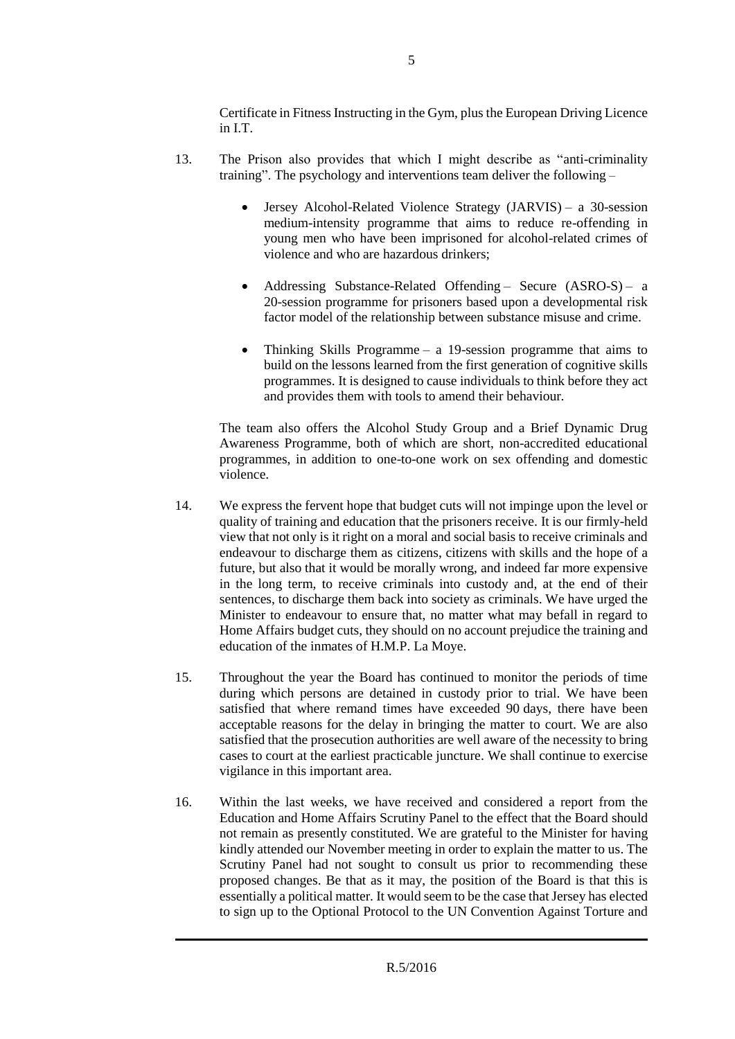Certificate in Fitness Instructing in the Gym, plus the European Driving Licence in I.T.

13. The Prison also provides that which I might describe as "anti-criminality training". The psychology and interventions team deliver the following –

    - Jersey Alcohol-Related Violence Strategy (JARVIS) – a 30-session medium-intensity programme that aims to reduce re-offending in young men who have been imprisoned for alcohol-related crimes of violence and who are hazardous drinkers;

    - Addressing Substance-Related Offending – Secure (ASRO-S) – a 20-session programme for prisoners based upon a developmental risk factor model of the relationship between substance misuse and crime.

    - Thinking Skills Programme – a 19-session programme that aims to build on the lessons learned from the first generation of cognitive skills programmes. It is designed to cause individuals to think before they act and provides them with tools to amend their behaviour.

    The team also offers the Alcohol Study Group and a Brief Dynamic Drug Awareness Programme, both of which are short, non-accredited educational programmes, in addition to one-to-one work on sex offending and domestic violence.

14. We express the fervent hope that budget cuts will not impinge upon the level or quality of training and education that the prisoners receive. It is our firmly-held view that not only is it right on a moral and social basis to receive criminals and endeavour to discharge them as citizens, citizens with skills and the hope of a future, but also that it would be morally wrong, and indeed far more expensive in the long term, to receive criminals into custody and, at the end of their sentences, to discharge them back into society as criminals. We have urged the Minister to endeavour to ensure that, no matter what may befall in regard to Home Affairs budget cuts, they should on no account prejudice the training and education of the inmates of H.M.P. La Moye.

15. Throughout the year the Board has continued to monitor the periods of time during which persons are detained in custody prior to trial. We have been satisfied that where remand times have exceeded 90 days, there have been acceptable reasons for the delay in bringing the matter to court. We are also satisfied that the prosecution authorities are well aware of the necessity to bring cases to court at the earliest practicable juncture. We shall continue to exercise vigilance in this important area.

16. Within the last weeks, we have received and considered a report from the Education and Home Affairs Scrutiny Panel to the effect that the Board should not remain as presently constituted. We are grateful to the Minister for having kindly attended our November meeting in order to explain the matter to us. The Scrutiny Panel had not sought to consult us prior to recommending these proposed changes. Be that as it may, the position of the Board is that this is essentially a political matter. It would seem to be the case that Jersey has elected to sign up to the Optional Protocol to the UN Convention Against Torture and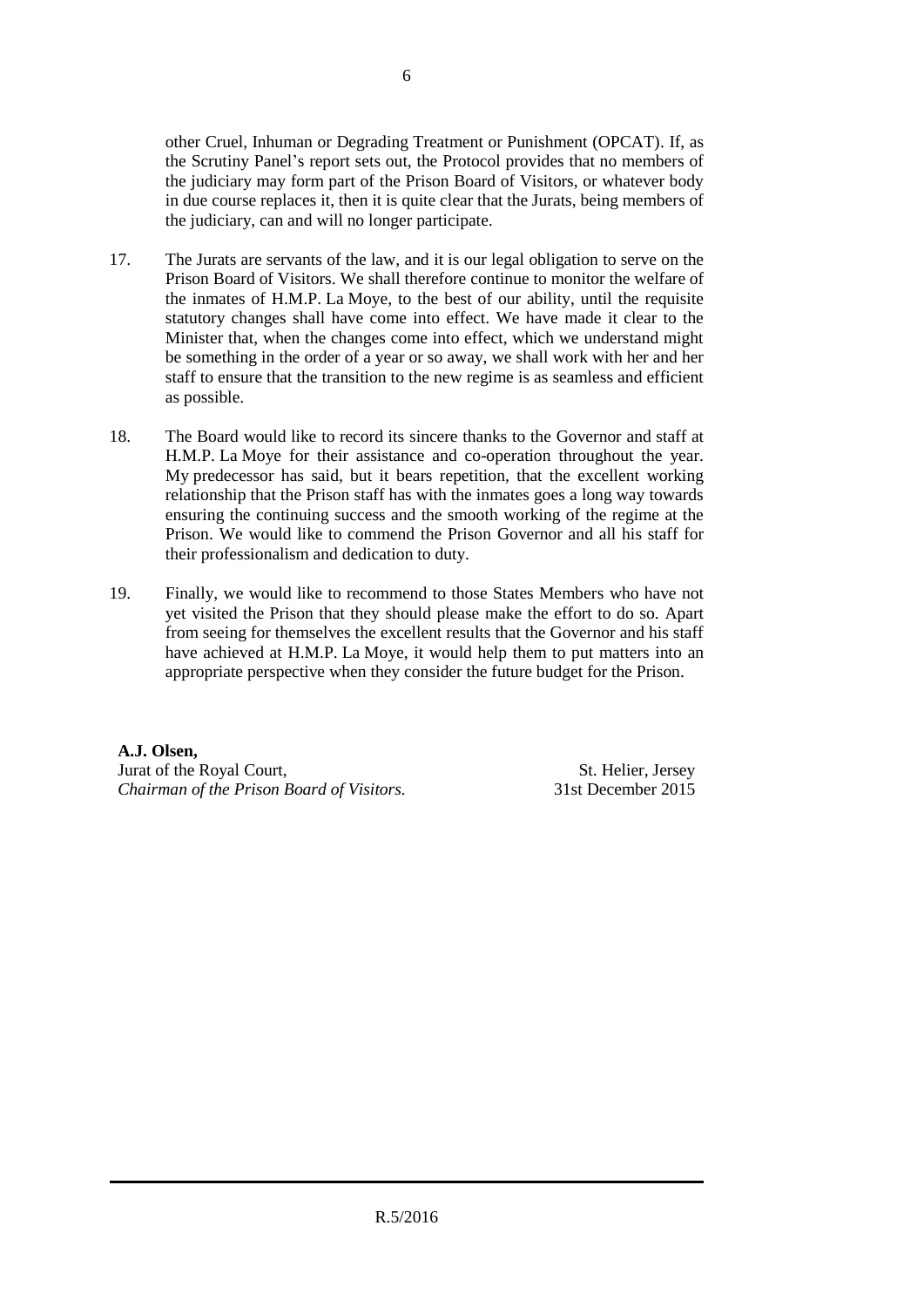other Cruel, Inhuman or Degrading Treatment or Punishment (OPCAT). If, as the Scrutiny Panel's report sets out, the Protocol provides that no members of the judiciary may form part of the Prison Board of Visitors, or whatever body in due course replaces it, then it is quite clear that the Jurats, being members of the judiciary, can and will no longer participate.

17. The Jurats are servants of the law, and it is our legal obligation to serve on the Prison Board of Visitors. We shall therefore continue to monitor the welfare of the inmates of H.M.P. La Moye, to the best of our ability, until the requisite statutory changes shall have come into effect. We have made it clear to the Minister that, when the changes come into effect, which we understand might be something in the order of a year or so away, we shall work with her and her staff to ensure that the transition to the new regime is as seamless and efficient as possible.

18. The Board would like to record its sincere thanks to the Governor and staff at H.M.P. La Moye for their assistance and co-operation throughout the year. My predecessor has said, but it bears repetition, that the excellent working relationship that the Prison staff has with the inmates goes a long way towards ensuring the continuing success and the smooth working of the regime at the Prison. We would like to commend the Prison Governor and all his staff for their professionalism and dedication to duty.

19. Finally, we would like to recommend to those States Members who have not yet visited the Prison that they should please make the effort to do so. Apart from seeing for themselves the excellent results that the Governor and his staff have achieved at H.M.P. La Moye, it would help them to put matters into an appropriate perspective when they consider the future budget for the Prison.

**A.J. Olsen,**
Jurat of the Royal Court,
*Chairman of the Prison Board of Visitors.*

St. Helier, Jersey
31st December 2015